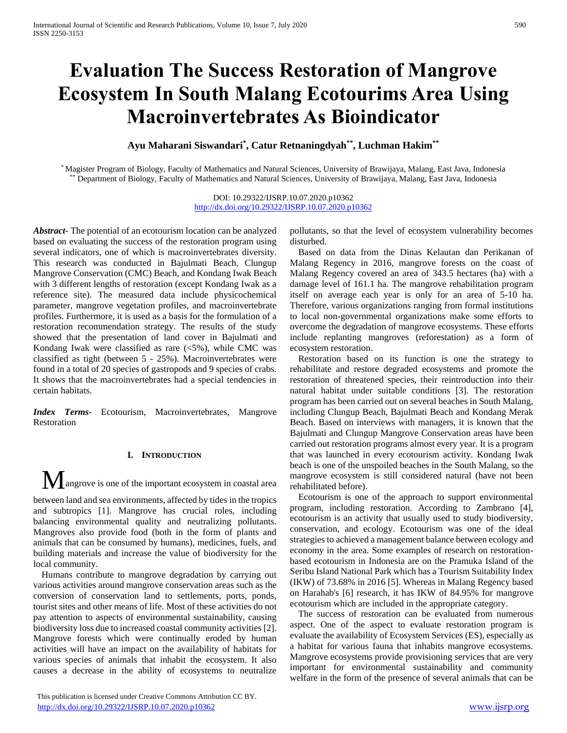# Evaluation The Success Restoration of Mangrove Ecosystem In South Malang Ecotourims Area Using Macroinvertebrates As Bioindicator

**Ayu Maharani Siswandari[*], Catur Retnaningdyah[**], Luchman Hakim[**]**

[*] Magister Program of Biology, Faculty of Mathematics and Natural Sciences, University of Brawijaya, Malang, East Java, Indonesia
[**] Department of Biology, Faculty of Mathematics and Natural Sciences, University of Brawijaya, Malang, East Java, Indonesia

DOI: 10.29322/IJSRP.10.07.2020.p10362
http://dx.doi.org/10.29322/IJSRP.10.07.2020.p10362

***Abstract***- The potential of an ecotourism location can be analyzed based on evaluating the success of the restoration program using several indicators, one of which is macroinvertebrates diversity. This research was conducted in Bajulmati Beach, Clungup Mangrove Conservation (CMC) Beach, and Kondang Iwak Beach with 3 different lengths of restoration (except Kondang Iwak as a reference site). The measured data include physicochemical parameter, mangrove vegetation profiles, and macroinvertebrate profiles. Furthermore, it is used as a basis for the formulation of a restoration recommendation strategy. The results of the study showed that the presentation of land cover in Bajulmati and Kondang Iwak were classified as rare (<5%), while CMC was classified as tight (between 5 - 25%). Macroinvertebrates were found in a total of 20 species of gastropods and 9 species of crabs. It shows that the macroinvertebrates had a special tendencies in certain habitats.

***Index Terms***- Ecotourism, Macroinvertebrates, Mangrove Restoration

## I. Introduction

Mangrove is one of the important ecosystem in coastal area between land and sea environments, affected by tides in the tropics and subtropics [1]. Mangrove has crucial roles, including balancing environmental quality and neutralizing pollutants. Mangroves also provide food (both in the form of plants and animals that can be consumed by humans), medicines, fuels, and building materials and increase the value of biodiversity for the local community.

Humans contribute to mangrove degradation by carrying out various activities around mangrove conservation areas such as the conversion of conservation land to settlements, ports, ponds, tourist sites and other means of life. Most of these activities do not pay attention to aspects of environmental sustainability, causing biodiversity loss due to increased coastal community activities [2]. Mangrove forests which were continually eroded by human activities will have an impact on the availability of habitats for various species of animals that inhabit the ecosystem. It also causes a decrease in the ability of ecosystems to neutralize pollutants, so that the level of ecosystem vulnerability becomes disturbed.

Based on data from the Dinas Kelautan dan Perikanan of Malang Regency in 2016, mangrove forests on the coast of Malang Regency covered an area of 343.5 hectares (ha) with a damage level of 161.1 ha. The mangrove rehabilitation program itself on average each year is only for an area of 5-10 ha. Therefore, various organizations ranging from formal institutions to local non-governmental organizations make some efforts to overcome the degradation of mangrove ecosystems. These efforts include replanting mangroves (reforestation) as a form of ecosystem restoration.

Restoration based on its function is one the strategy to rehabilitate and restore degraded ecosystems and promote the restoration of threatened species, their reintroduction into their natural habitat under suitable conditions [3]. The restoration program has been carried out on several beaches in South Malang, including Clungup Beach, Bajulmati Beach and Kondang Merak Beach. Based on interviews with managers, it is known that the Bajulmati and Clungup Mangrove Conservation areas have been carried out restoration programs almost every year. It is a program that was launched in every ecotourism activity. Kondang Iwak beach is one of the unspoiled beaches in the South Malang, so the mangrove ecosystem is still considered natural (have not been rehabilitated before).

Ecotourism is one of the approach to support environmental program, including restoration. According to Zambrano [4], ecotourism is an activity that usually used to study biodiversity, conservation, and ecology. Ecotourism was one of the ideal strategies to achieved a management balance between ecology and economy in the area. Some examples of research on restoration-based ecotourism in Indonesia are on the Pramuka Island of the Seribu Island National Park which has a Tourism Suitability Index (IKW) of 73.68% in 2016 [5]. Whereas in Malang Regency based on Harahab's [6] research, it has IKW of 84.95% for mangrove ecotourism which are included in the appropriate category.

The success of restoration can be evaluated from numerous aspect. One of the aspect to evaluate restoration program is evaluate the availability of Ecosystem Services (ES), especially as a habitat for various fauna that inhabits mangrove ecosystems. Mangrove ecosystems provide provisioning services that are very important for environmental sustainability and community welfare in the form of the presence of several animals that can be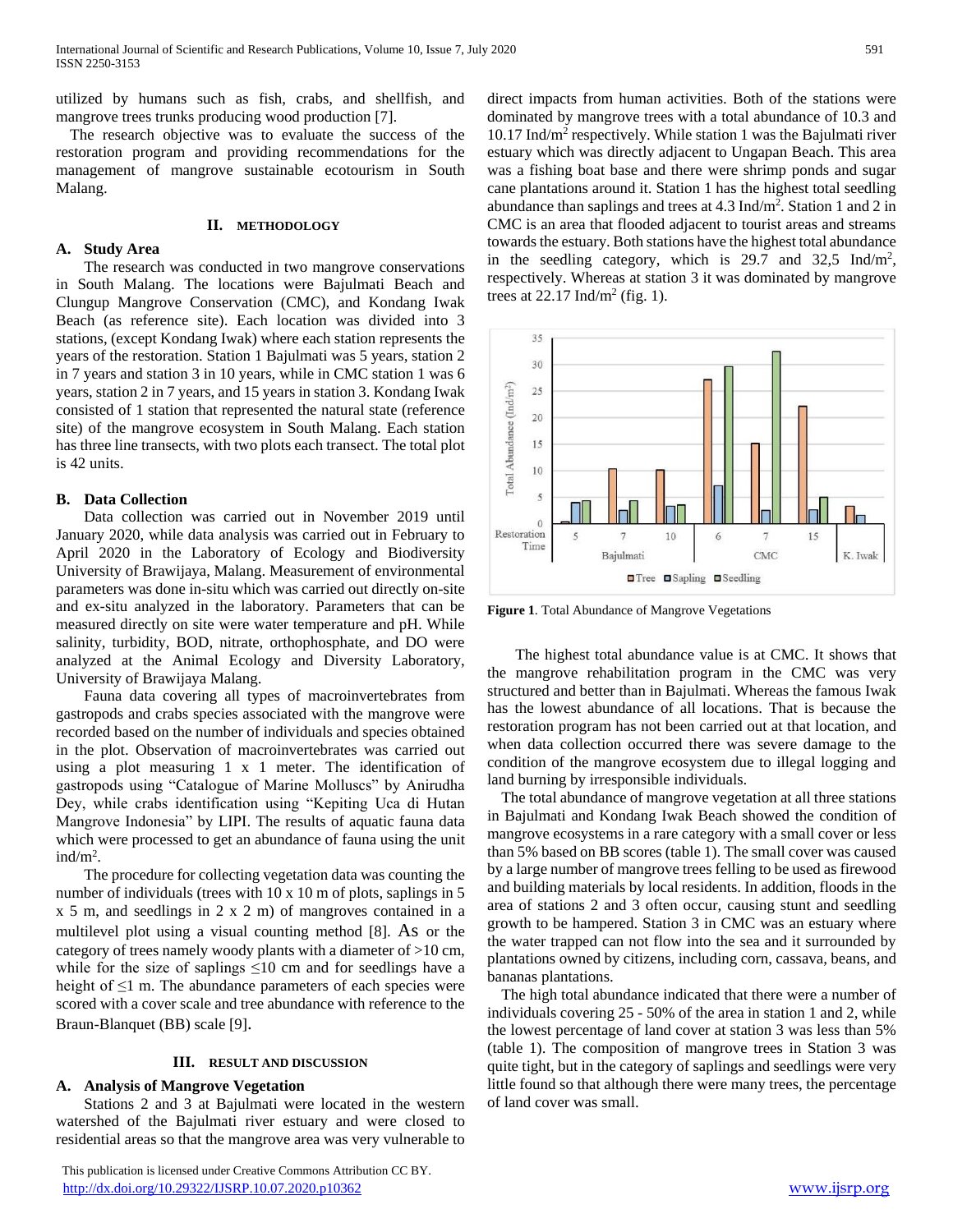utilized by humans such as fish, crabs, and shellfish, and mangrove trees trunks producing wood production [7].

The research objective was to evaluate the success of the restoration program and providing recommendations for the management of mangrove sustainable ecotourism in South Malang.

## II. METHODOLOGY

### A. Study Area

The research was conducted in two mangrove conservations in South Malang. The locations were Bajulmati Beach and Clungup Mangrove Conservation (CMC), and Kondang Iwak Beach (as reference site). Each location was divided into 3 stations, (except Kondang Iwak) where each station represents the years of the restoration. Station 1 Bajulmati was 5 years, station 2 in 7 years and station 3 in 10 years, while in CMC station 1 was 6 years, station 2 in 7 years, and 15 years in station 3. Kondang Iwak consisted of 1 station that represented the natural state (reference site) of the mangrove ecosystem in South Malang. Each station has three line transects, with two plots each transect. The total plot is 42 units.

### B. Data Collection

Data collection was carried out in November 2019 until January 2020, while data analysis was carried out in February to April 2020 in the Laboratory of Ecology and Biodiversity University of Brawijaya, Malang. Measurement of environmental parameters was done in-situ which was carried out directly on-site and ex-situ analyzed in the laboratory. Parameters that can be measured directly on site were water temperature and pH. While salinity, turbidity, BOD, nitrate, orthophosphate, and DO were analyzed at the Animal Ecology and Diversity Laboratory, University of Brawijaya Malang.

Fauna data covering all types of macroinvertebrates from gastropods and crabs species associated with the mangrove were recorded based on the number of individuals and species obtained in the plot. Observation of macroinvertebrates was carried out using a plot measuring 1 x 1 meter. The identification of gastropods using "Catalogue of Marine Molluscs" by Anirudha Dey, while crabs identification using "Kepiting Uca di Hutan Mangrove Indonesia" by LIPI. The results of aquatic fauna data which were processed to get an abundance of fauna using the unit ind/m$^2$.

The procedure for collecting vegetation data was counting the number of individuals (trees with 10 x 10 m of plots, saplings in 5 x 5 m, and seedlings in 2 x 2 m) of mangroves contained in a multilevel plot using a visual counting method [8]. As or the category of trees namely woody plants with a diameter of >10 cm, while for the size of saplings ≤10 cm and for seedlings have a height of ≤1 m. The abundance parameters of each species were scored with a cover scale and tree abundance with reference to the Braun-Blanquet (BB) scale [9].

## III. RESULT AND DISCUSSION

### A. Analysis of Mangrove Vegetation

Stations 2 and 3 at Bajulmati were located in the western watershed of the Bajulmati river estuary and were closed to residential areas so that the mangrove area was very vulnerable to direct impacts from human activities. Both of the stations were dominated by mangrove trees with a total abundance of 10.3 and 10.17 Ind/m$^2$ respectively. While station 1 was the Bajulmati river estuary which was directly adjacent to Ungapan Beach. This area was a fishing boat base and there were shrimp ponds and sugar cane plantations around it. Station 1 has the highest total seedling abundance than saplings and trees at 4.3 Ind/m$^2$. Station 1 and 2 in CMC is an area that flooded adjacent to tourist areas and streams towards the estuary. Both stations have the highest total abundance in the seedling category, which is 29.7 and 32,5 Ind/m$^2$, respectively. Whereas at station 3 it was dominated by mangrove trees at 22.17 Ind/m$^2$ (fig. 1).

**Figure 1**. Total Abundance of Mangrove Vegetations

The highest total abundance value is at CMC. It shows that the mangrove rehabilitation program in the CMC was very structured and better than in Bajulmati. Whereas the famous Iwak has the lowest abundance of all locations. That is because the restoration program has not been carried out at that location, and when data collection occurred there was severe damage to the condition of the mangrove ecosystem due to illegal logging and land burning by irresponsible individuals.

The total abundance of mangrove vegetation at all three stations in Bajulmati and Kondang Iwak Beach showed the condition of mangrove ecosystems in a rare category with a small cover or less than 5% based on BB scores (table 1). The small cover was caused by a large number of mangrove trees felling to be used as firewood and building materials by local residents. In addition, floods in the area of stations 2 and 3 often occur, causing stunt and seedling growth to be hampered. Station 3 in CMC was an estuary where the water trapped can not flow into the sea and it surrounded by plantations owned by citizens, including corn, cassava, beans, and bananas plantations.

The high total abundance indicated that there were a number of individuals covering 25 - 50% of the area in station 1 and 2, while the lowest percentage of land cover at station 3 was less than 5% (table 1). The composition of mangrove trees in Station 3 was quite tight, but in the category of saplings and seedlings were very little found so that although there were many trees, the percentage of land cover was small.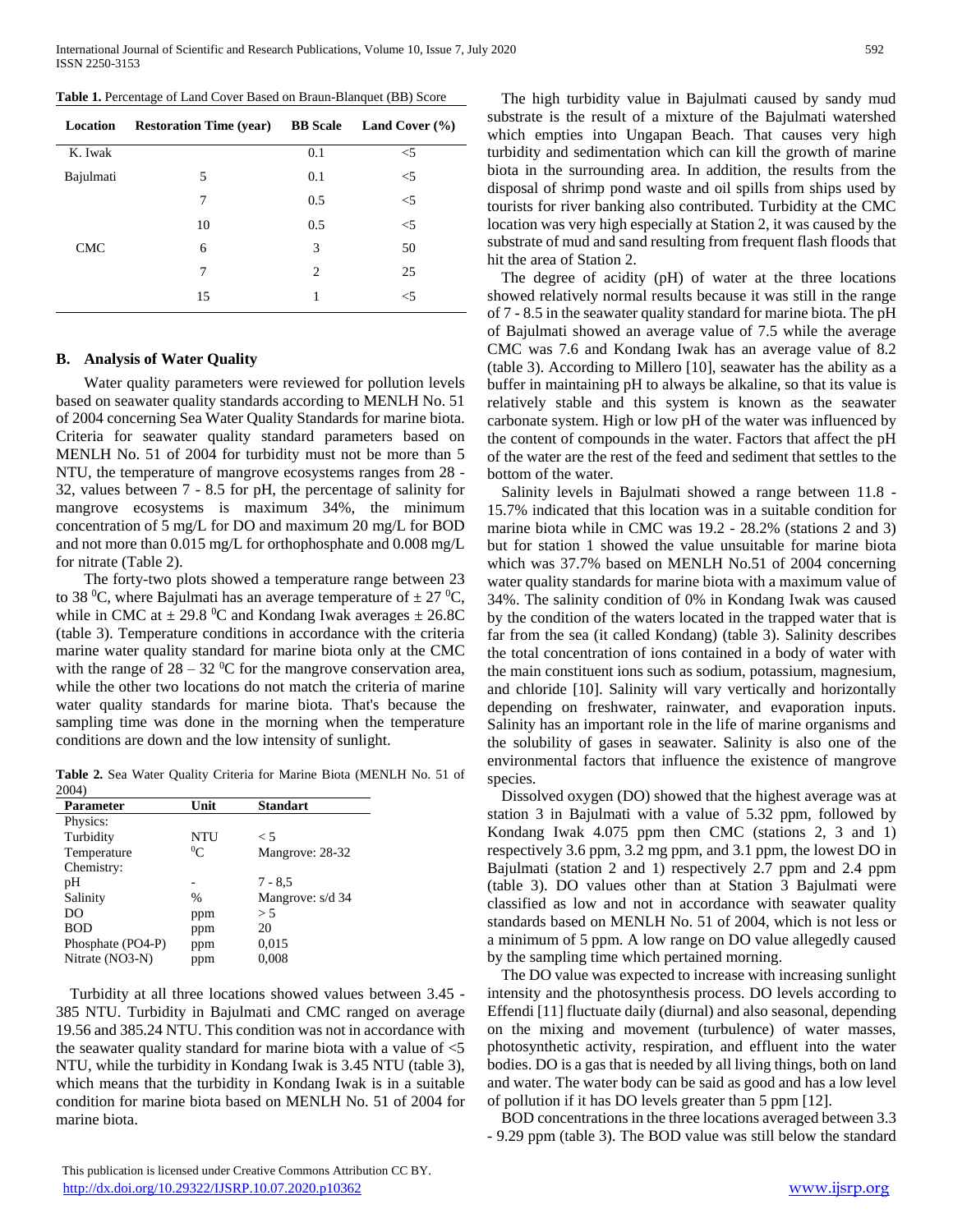**Table 1.** Percentage of Land Cover Based on Braun-Blanquet (BB) Score

| Location | Restoration Time (year) | BB Scale | Land Cover (%) |
|---|---|---|---|
| K. Iwak | | 0.1 | <5 |
| Bajulmati | 5 | 0.1 | <5 |
| | 7 | 0.5 | <5 |
| | 10 | 0.5 | <5 |
| CMC | 6 | 3 | 50 |
| | 7 | 2 | 25 |
| | 15 | 1 | <5 |

### B. Analysis of Water Quality

Water quality parameters were reviewed for pollution levels based on seawater quality standards according to MENLH No. 51 of 2004 concerning Sea Water Quality Standards for marine biota. Criteria for seawater quality standard parameters based on MENLH No. 51 of 2004 for turbidity must not be more than 5 NTU, the temperature of mangrove ecosystems ranges from 28 - 32, values between 7 - 8.5 for pH, the percentage of salinity for mangrove ecosystems is maximum 34%, the minimum concentration of 5 mg/L for DO and maximum 20 mg/L for BOD and not more than 0.015 mg/L for orthophosphate and 0.008 mg/L for nitrate (Table 2).

The forty-two plots showed a temperature range between 23 to 38 $^0$C, where Bajulmati has an average temperature of ± 27 $^0$C, while in CMC at ± 29.8 $^0$C and Kondang Iwak averages ± 26.8C (table 3). Temperature conditions in accordance with the criteria marine water quality standard for marine biota only at the CMC with the range of 28 – 32 $^0$C for the mangrove conservation area, while the other two locations do not match the criteria of marine water quality standards for marine biota. That's because the sampling time was done in the morning when the temperature conditions are down and the low intensity of sunlight.

**Table 2.** Sea Water Quality Criteria for Marine Biota (MENLH No. 51 of 2004)

| Parameter | Unit | Standart |
|---|---|---|
| Physics: | | |
| Turbidity | NTU | < 5 |
| Temperature | $^0$C | Mangrove: 28-32 |
| Chemistry: | | |
| pH | - | 7 - 8,5 |
| Salinity | % | Mangrove: s/d 34 |
| DO | ppm | > 5 |
| BOD | ppm | 20 |
| Phosphate (PO4-P) | ppm | 0,015 |
| Nitrate (NO3-N) | ppm | 0,008 |

Turbidity at all three locations showed values between 3.45 - 385 NTU. Turbidity in Bajulmati and CMC ranged on average 19.56 and 385.24 NTU. This condition was not in accordance with the seawater quality standard for marine biota with a value of <5 NTU, while the turbidity in Kondang Iwak is 3.45 NTU (table 3), which means that the turbidity in Kondang Iwak is in a suitable condition for marine biota based on MENLH No. 51 of 2004 for marine biota.

The high turbidity value in Bajulmati caused by sandy mud substrate is the result of a mixture of the Bajulmati watershed which empties into Ungapan Beach. That causes very high turbidity and sedimentation which can kill the growth of marine biota in the surrounding area. In addition, the results from the disposal of shrimp pond waste and oil spills from ships used by tourists for river banking also contributed. Turbidity at the CMC location was very high especially at Station 2, it was caused by the substrate of mud and sand resulting from frequent flash floods that hit the area of Station 2.

The degree of acidity (pH) of water at the three locations showed relatively normal results because it was still in the range of 7 - 8.5 in the seawater quality standard for marine biota. The pH of Bajulmati showed an average value of 7.5 while the average CMC was 7.6 and Kondang Iwak has an average value of 8.2 (table 3). According to Millero [10], seawater has the ability as a buffer in maintaining pH to always be alkaline, so that its value is relatively stable and this system is known as the seawater carbonate system. High or low pH of the water was influenced by the content of compounds in the water. Factors that affect the pH of the water are the rest of the feed and sediment that settles to the bottom of the water.

Salinity levels in Bajulmati showed a range between 11.8 - 15.7% indicated that this location was in a suitable condition for marine biota while in CMC was 19.2 - 28.2% (stations 2 and 3) but for station 1 showed the value unsuitable for marine biota which was 37.7% based on MENLH No.51 of 2004 concerning water quality standards for marine biota with a maximum value of 34%. The salinity condition of 0% in Kondang Iwak was caused by the condition of the waters located in the trapped water that is far from the sea (it called Kondang) (table 3). Salinity describes the total concentration of ions contained in a body of water with the main constituent ions such as sodium, potassium, magnesium, and chloride [10]. Salinity will vary vertically and horizontally depending on freshwater, rainwater, and evaporation inputs. Salinity has an important role in the life of marine organisms and the solubility of gases in seawater. Salinity is also one of the environmental factors that influence the existence of mangrove species.

Dissolved oxygen (DO) showed that the highest average was at station 3 in Bajulmati with a value of 5.32 ppm, followed by Kondang Iwak 4.075 ppm then CMC (stations 2, 3 and 1) respectively 3.6 ppm, 3.2 mg ppm, and 3.1 ppm, the lowest DO in Bajulmati (station 2 and 1) respectively 2.7 ppm and 2.4 ppm (table 3). DO values other than at Station 3 Bajulmati were classified as low and not in accordance with seawater quality standards based on MENLH No. 51 of 2004, which is not less or a minimum of 5 ppm. A low range on DO value allegedly caused by the sampling time which pertained morning.

The DO value was expected to increase with increasing sunlight intensity and the photosynthesis process. DO levels according to Effendi [11] fluctuate daily (diurnal) and also seasonal, depending on the mixing and movement (turbulence) of water masses, photosynthetic activity, respiration, and effluent into the water bodies. DO is a gas that is needed by all living things, both on land and water. The water body can be said as good and has a low level of pollution if it has DO levels greater than 5 ppm [12].

BOD concentrations in the three locations averaged between 3.3 - 9.29 ppm (table 3). The BOD value was still below the standard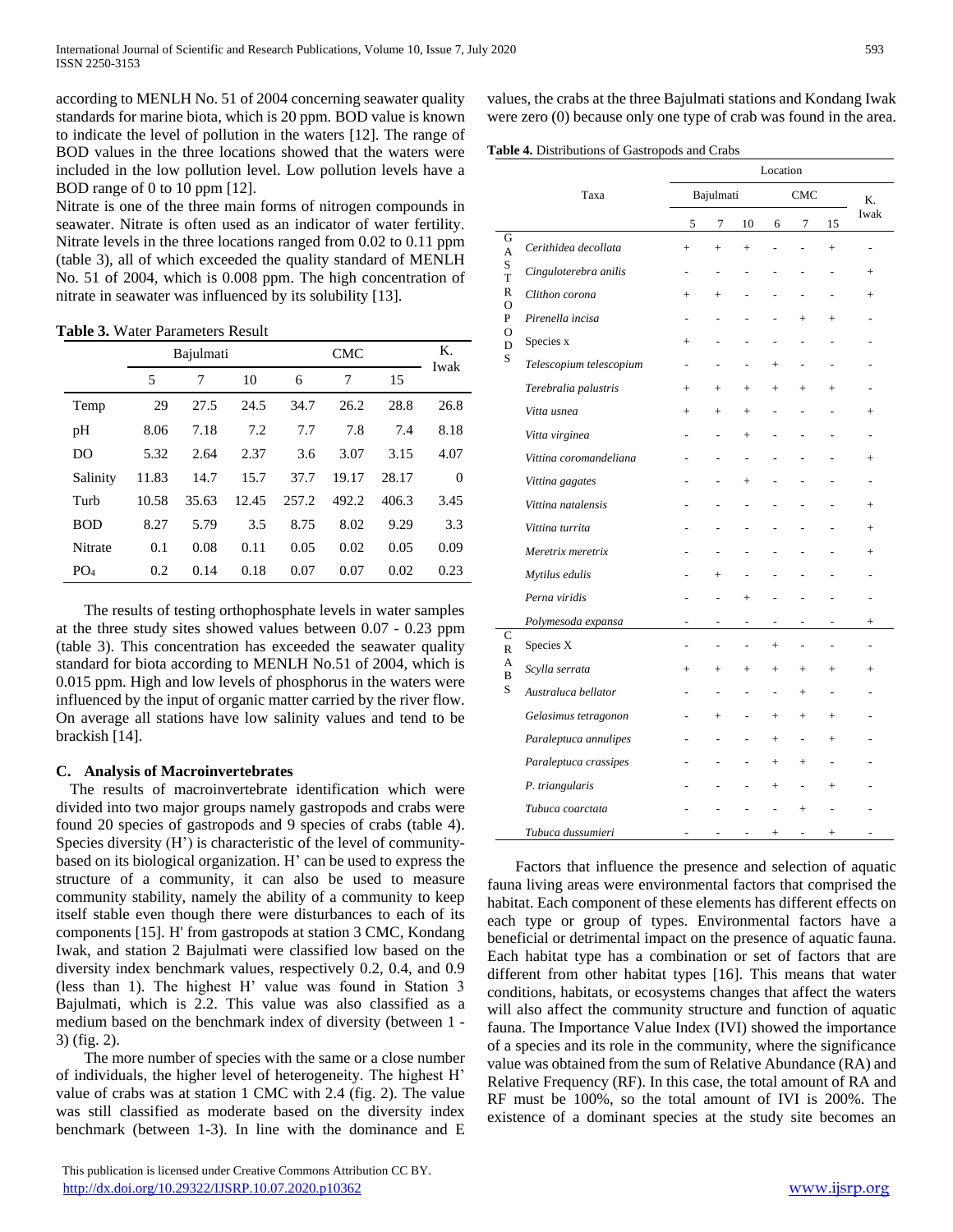according to MENLH No. 51 of 2004 concerning seawater quality standards for marine biota, which is 20 ppm. BOD value is known to indicate the level of pollution in the waters [12]. The range of BOD values in the three locations showed that the waters were included in the low pollution level. Low pollution levels have a BOD range of 0 to 10 ppm [12].

Nitrate is one of the three main forms of nitrogen compounds in seawater. Nitrate is often used as an indicator of water fertility. Nitrate levels in the three locations ranged from 0.02 to 0.11 ppm (table 3), all of which exceeded the quality standard of MENLH No. 51 of 2004, which is 0.008 ppm. The high concentration of nitrate in seawater was influenced by its solubility [13].

**Table 3.** Water Parameters Result

| | Bajulmati | | | CMC | | | K. Iwak |
|---|---|---|---|---|---|---|---|
| | 5 | 7 | 10 | 6 | 7 | 15 | |
| Temp | 29 | 27.5 | 24.5 | 34.7 | 26.2 | 28.8 | 26.8 |
| pH | 8.06 | 7.18 | 7.2 | 7.7 | 7.8 | 7.4 | 8.18 |
| DO | 5.32 | 2.64 | 2.37 | 3.6 | 3.07 | 3.15 | 4.07 |
| Salinity | 11.83 | 14.7 | 15.7 | 37.7 | 19.17 | 28.17 | 0 |
| Turb | 10.58 | 35.63 | 12.45 | 257.2 | 492.2 | 406.3 | 3.45 |
| BOD | 8.27 | 5.79 | 3.5 | 8.75 | 8.02 | 9.29 | 3.3 |
| Nitrate | 0.1 | 0.08 | 0.11 | 0.05 | 0.02 | 0.05 | 0.09 |
| $PO_4$ | 0.2 | 0.14 | 0.18 | 0.07 | 0.07 | 0.02 | 0.23 |

The results of testing orthophosphate levels in water samples at the three study sites showed values between 0.07 - 0.23 ppm (table 3). This concentration has exceeded the seawater quality standard for biota according to MENLH No.51 of 2004, which is 0.015 ppm. High and low levels of phosphorus in the waters were influenced by the input of organic matter carried by the river flow. On average all stations have low salinity values and tend to be brackish [14].

### C. Analysis of Macroinvertebrates

The results of macroinvertebrate identification which were divided into two major groups namely gastropods and crabs were found 20 species of gastropods and 9 species of crabs (table 4). Species diversity (H') is characteristic of the level of community-based on its biological organization. H' can be used to express the structure of a community, it can also be used to measure community stability, namely the ability of a community to keep itself stable even though there were disturbances to each of its components [15]. H' from gastropods at station 3 CMC, Kondang Iwak, and station 2 Bajulmati were classified low based on the diversity index benchmark values, respectively 0.2, 0.4, and 0.9 (less than 1). The highest H' value was found in Station 3 Bajulmati, which is 2.2. This value was also classified as a medium based on the benchmark index of diversity (between 1 - 3) (fig. 2).

The more number of species with the same or a close number of individuals, the higher level of heterogeneity. The highest H' value of crabs was at station 1 CMC with 2.4 (fig. 2). The value was still classified as moderate based on the diversity index benchmark (between 1-3). In line with the dominance and E values, the crabs at the three Bajulmati stations and Kondang Iwak were zero (0) because only one type of crab was found in the area.

**Table 4.** Distributions of Gastropods and Crabs

| | Taxa | Bajulmati | | | CMC | | | K. Iwak |
|---|---|---|---|---|---|---|---|---|
| | | 5 | 7 | 10 | 6 | 7 | 15 | |
| GASTROPODS | *Cerithidea decollata* | + | + | + | - | - | + | - |
| | *Cinguloterebra anilis* | - | - | - | - | - | - | + |
| | *Clithon corona* | + | + | - | - | - | - | + |
| | *Pirenella incisa* | - | - | - | - | + | + | - |
| | Species x | + | - | - | - | - | - | - |
| | *Telescopium telescopium* | - | - | - | + | - | - | - |
| | *Terebralia palustris* | + | + | + | + | + | + | - |
| | *Vitta usnea* | + | + | + | - | - | - | + |
| | *Vitta virginea* | - | - | + | - | - | - | - |
| | *Vittina coromandeliana* | - | - | - | - | - | - | + |
| | *Vittina gagates* | - | - | + | - | - | - | - |
| | *Vittina natalensis* | - | - | - | - | - | - | + |
| | *Vittina turrita* | - | - | - | - | - | - | + |
| | *Meretrix meretrix* | - | - | - | - | - | - | + |
| | *Mytilus edulis* | - | + | - | - | - | - | - |
| | *Perna viridis* | - | - | + | - | - | - | - |
| | *Polymesoda expansa* | - | - | - | - | - | - | + |
| CRABS | Species X | - | - | - | + | - | - | - |
| | *Scylla serrata* | + | + | + | + | + | + | + |
| | *Australuca bellator* | - | - | - | - | + | - | - |
| | *Gelasimus tetragonon* | - | + | - | + | + | + | - |
| | *Paraleptuca annulipes* | - | - | - | + | - | + | - |
| | *Paraleptuca crassipes* | - | - | - | + | + | - | - |
| | *P. triangularis* | - | - | - | + | - | + | - |
| | *Tubuca coarctata* | - | - | - | - | + | - | - |
| | *Tubuca dussumieri* | - | - | - | + | - | + | - |

Factors that influence the presence and selection of aquatic fauna living areas were environmental factors that comprised the habitat. Each component of these elements has different effects on each type or group of types. Environmental factors have a beneficial or detrimental impact on the presence of aquatic fauna. Each habitat type has a combination or set of factors that are different from other habitat types [16]. This means that water conditions, habitats, or ecosystems changes that affect the waters will also affect the community structure and function of aquatic fauna. The Importance Value Index (IVI) showed the importance of a species and its role in the community, where the significance value was obtained from the sum of Relative Abundance (RA) and Relative Frequency (RF). In this case, the total amount of RA and RF must be 100%, so the total amount of IVI is 200%. The existence of a dominant species at the study site becomes an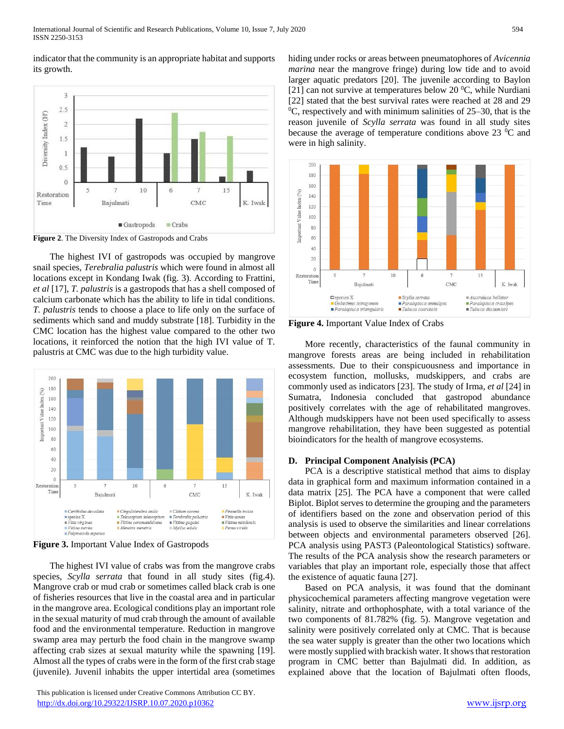indicator that the community is an appropriate habitat and supports its growth.

**Figure 2**. The Diversity Index of Gastropods and Crabs

The highest IVI of gastropods was occupied by mangrove snail species, *Terebralia palustris* which were found in almost all locations except in Kondang Iwak (fig. 3). According to Frattini, *et al* [17], *T. palustris* is a gastropods that has a shell composed of calcium carbonate which has the ability to life in tidal conditions. *T. palustris* tends to choose a place to life only on the surface of sediments which sand and muddy substrate [18]. Turbidity in the CMC location has the highest value compared to the other two locations, it reinforced the notion that the high IVI value of T. palustris at CMC was due to the high turbidity value.

**Figure 3.** Important Value Index of Gastropods

The highest IVI value of crabs was from the mangrove crabs species, *Scylla serrata* that found in all study sites (fig.4). Mangrove crab or mud crab or sometimes called black crab is one of fisheries resources that live in the coastal area and in particular in the mangrove area. Ecological conditions play an important role in the sexual maturity of mud crab through the amount of available food and the environmental temperature. Reduction in mangrove swamp area may perturb the food chain in the mangrove swamp affecting crab sizes at sexual maturity while the spawning [19]. Almost all the types of crabs were in the form of the first crab stage (juvenile). Juvenil inhabits the upper intertidal area (sometimes hiding under rocks or areas between pneumatophores of *Avicennia marina* near the mangrove fringe) during low tide and to avoid larger aquatic predators [20]. The juvenile according to Baylon [21] can not survive at temperatures below 20 $^0$C, while Nurdiani [22] stated that the best survival rates were reached at 28 and 29 $^0$C, respectively and with minimum salinities of 25–30, that is the reason juvenile of *Scylla serrata* was found in all study sites because the average of temperature conditions above 23 $^0$C and were in high salinity.

**Figure 4.** Important Value Index of Crabs

More recently, characteristics of the faunal community in mangrove forests areas are being included in rehabilitation assessments. Due to their conspicuousness and importance in ecosystem function, mollusks, mudskippers, and crabs are commonly used as indicators [23]. The study of Irma, *et al* [24] in Sumatra, Indonesia concluded that gastropod abundance positively correlates with the age of rehabilitated mangroves. Although mudskippers have not been used specifically to assess mangrove rehabilitation, they have been suggested as potential bioindicators for the health of mangrove ecosystems.

### D. Principal Component Analysis (PCA)

PCA is a descriptive statistical method that aims to display data in graphical form and maximum information contained in a data matrix [25]. The PCA have a component that were called Biplot. Biplot serves to determine the grouping and the parameters of identifiers based on the zone and observation period of this analysis is used to observe the similarities and linear correlations between objects and environmental parameters observed [26]. PCA analysis using PAST3 (Paleontological Statistics) software. The results of the PCA analysis show the research parameters or variables that play an important role, especially those that affect the existence of aquatic fauna [27].

Based on PCA analysis, it was found that the dominant physicochemical parameters affecting mangrove vegetation were salinity, nitrate and orthophosphate, with a total variance of the two components of 81.782% (fig. 5). Mangrove vegetation and salinity were positively correlated only at CMC. That is because the sea water supply is greater than the other two locations which were mostly supplied with brackish water. It shows that restoration program in CMC better than Bajulmati did. In addition, as explained above that the location of Bajulmati often floods,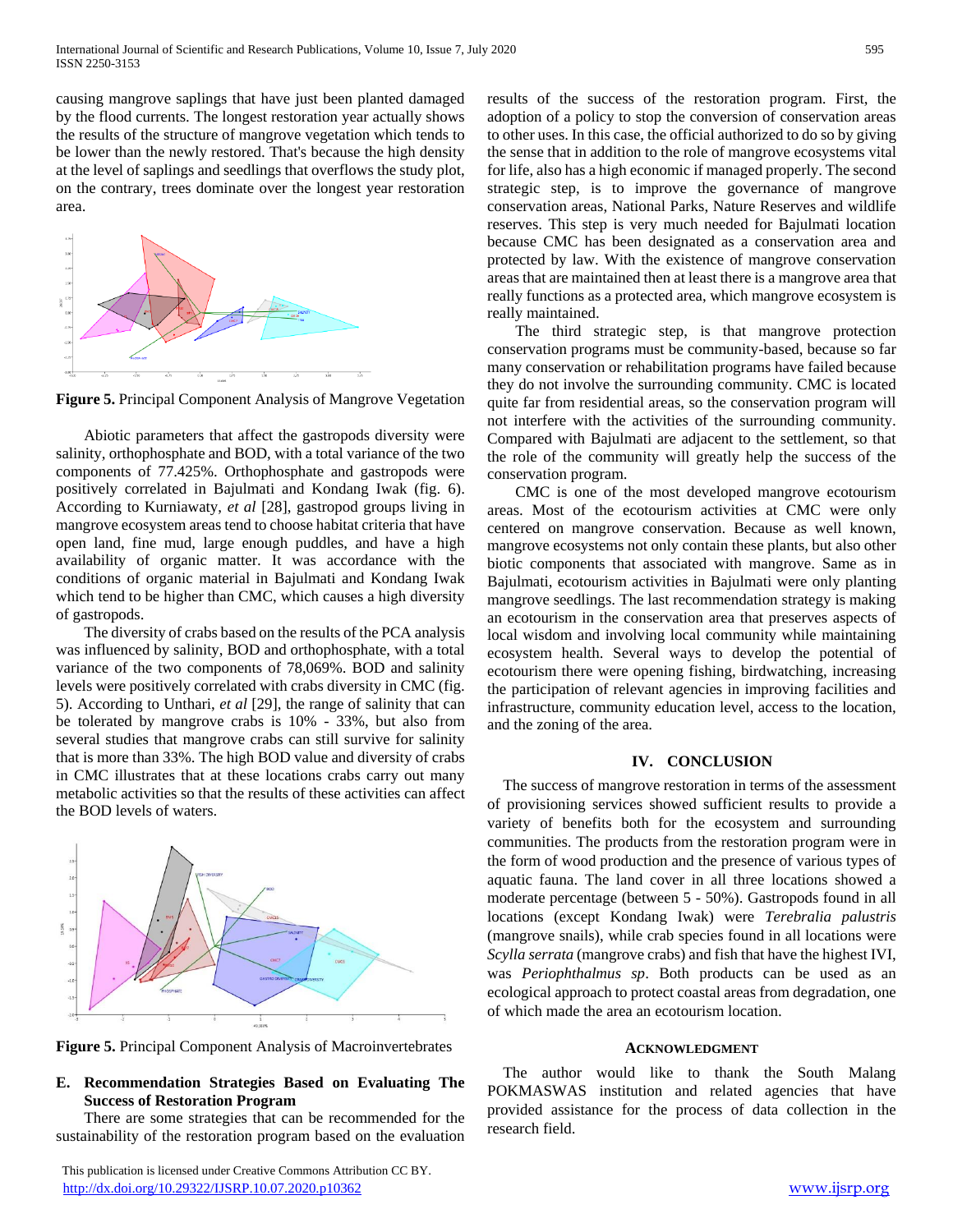causing mangrove saplings that have just been planted damaged by the flood currents. The longest restoration year actually shows the results of the structure of mangrove vegetation which tends to be lower than the newly restored. That's because the high density at the level of saplings and seedlings that overflows the study plot, on the contrary, trees dominate over the longest year restoration area.

**Figure 5.** Principal Component Analysis of Mangrove Vegetation

Abiotic parameters that affect the gastropods diversity were salinity, orthophosphate and BOD, with a total variance of the two components of 77.425%. Orthophosphate and gastropods were positively correlated in Bajulmati and Kondang Iwak (fig. 6). According to Kurniawaty, *et al* [28], gastropod groups living in mangrove ecosystem areas tend to choose habitat criteria that have open land, fine mud, large enough puddles, and have a high availability of organic matter. It was accordance with the conditions of organic material in Bajulmati and Kondang Iwak which tend to be higher than CMC, which causes a high diversity of gastropods.

The diversity of crabs based on the results of the PCA analysis was influenced by salinity, BOD and orthophosphate, with a total variance of the two components of 78,069%. BOD and salinity levels were positively correlated with crabs diversity in CMC (fig. 5). According to Unthari, *et al* [29], the range of salinity that can be tolerated by mangrove crabs is 10% - 33%, but also from several studies that mangrove crabs can still survive for salinity that is more than 33%. The high BOD value and diversity of crabs in CMC illustrates that at these locations crabs carry out many metabolic activities so that the results of these activities can affect the BOD levels of waters.

**Figure 5.** Principal Component Analysis of Macroinvertebrates

### E. Recommendation Strategies Based on Evaluating The Success of Restoration Program

There are some strategies that can be recommended for the sustainability of the restoration program based on the evaluation results of the success of the restoration program. First, the adoption of a policy to stop the conversion of conservation areas to other uses. In this case, the official authorized to do so by giving the sense that in addition to the role of mangrove ecosystems vital for life, also has a high economic if managed properly. The second strategic step, is to improve the governance of mangrove conservation areas, National Parks, Nature Reserves and wildlife reserves. This step is very much needed for Bajulmati location because CMC has been designated as a conservation area and protected by law. With the existence of mangrove conservation areas that are maintained then at least there is a mangrove area that really functions as a protected area, which mangrove ecosystem is really maintained.

The third strategic step, is that mangrove protection conservation programs must be community-based, because so far many conservation or rehabilitation programs have failed because they do not involve the surrounding community. CMC is located quite far from residential areas, so the conservation program will not interfere with the activities of the surrounding community. Compared with Bajulmati are adjacent to the settlement, so that the role of the community will greatly help the success of the conservation program.

CMC is one of the most developed mangrove ecotourism areas. Most of the ecotourism activities at CMC were only centered on mangrove conservation. Because as well known, mangrove ecosystems not only contain these plants, but also other biotic components that associated with mangrove. Same as in Bajulmati, ecotourism activities in Bajulmati were only planting mangrove seedlings. The last recommendation strategy is making an ecotourism in the conservation area that preserves aspects of local wisdom and involving local community while maintaining ecosystem health. Several ways to develop the potential of ecotourism there were opening fishing, birdwatching, increasing the participation of relevant agencies in improving facilities and infrastructure, community education level, access to the location, and the zoning of the area.

## IV. Conclusion

The success of mangrove restoration in terms of the assessment of provisioning services showed sufficient results to provide a variety of benefits both for the ecosystem and surrounding communities. The products from the restoration program were in the form of wood production and the presence of various types of aquatic fauna. The land cover in all three locations showed a moderate percentage (between 5 - 50%). Gastropods found in all locations (except Kondang Iwak) were *Terebralia palustris* (mangrove snails), while crab species found in all locations were *Scylla serrata* (mangrove crabs) and fish that have the highest IVI, was *Periophthalmus sp*. Both products can be used as an ecological approach to protect coastal areas from degradation, one of which made the area an ecotourism location.

## Acknowledgment

The author would like to thank the South Malang POKMASWAS institution and related agencies that have provided assistance for the process of data collection in the research field.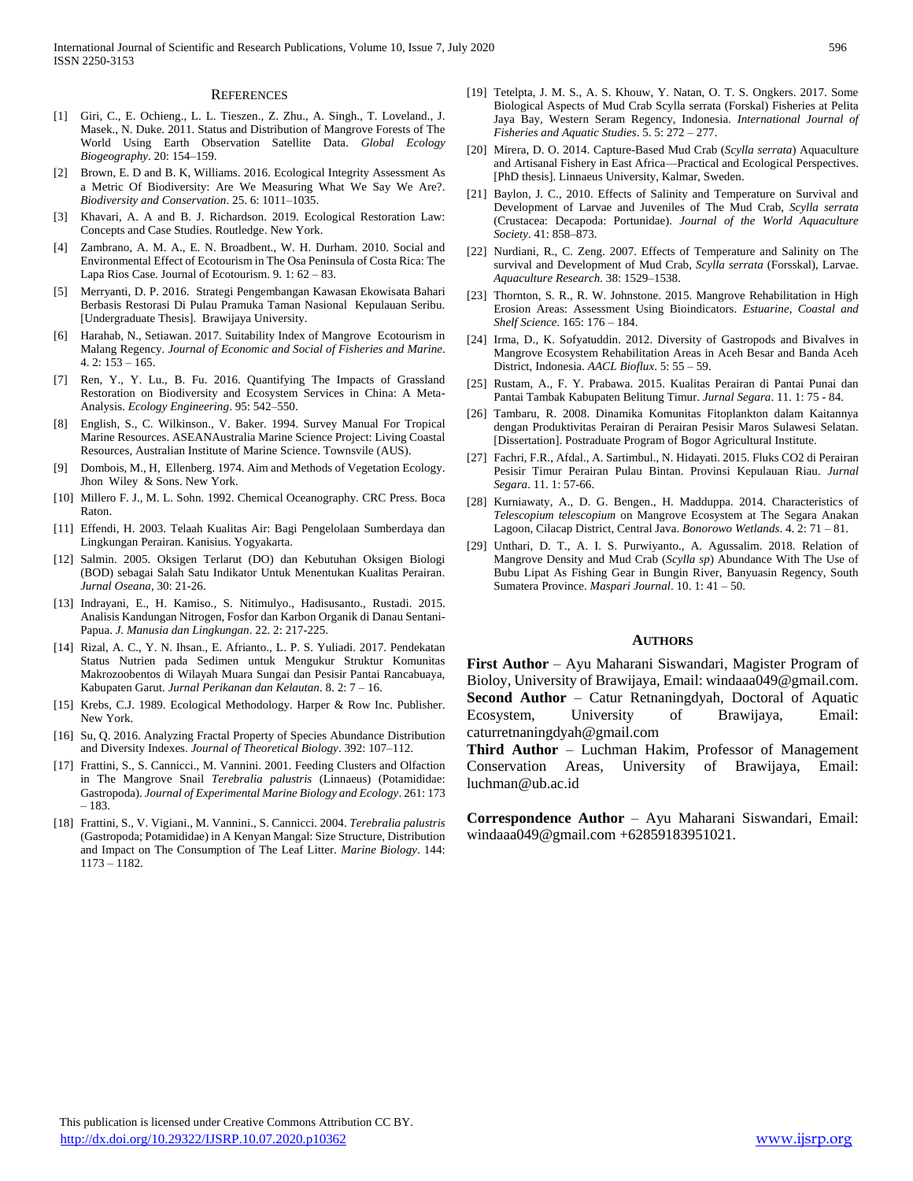## REFERENCES

[1] Giri, C., E. Ochieng., L. L. Tieszen., Z. Zhu., A. Singh., T. Loveland., J. Masek., N. Duke. 2011. Status and Distribution of Mangrove Forests of The World Using Earth Observation Satellite Data. *Global Ecology Biogeography*. 20: 154–159.

[2] Brown, E. D and B. K, Williams. 2016. Ecological Integrity Assessment As a Metric Of Biodiversity: Are We Measuring What We Say We Are?. *Biodiversity and Conservation*. 25. 6: 1011–1035.

[3] Khavari, A. A and B. J. Richardson. 2019. Ecological Restoration Law: Concepts and Case Studies. Routledge. New York.

[4] Zambrano, A. M. A., E. N. Broadbent., W. H. Durham. 2010. Social and Environmental Effect of Ecotourism in The Osa Peninsula of Costa Rica: The Lapa Rios Case. Journal of Ecotourism. 9. 1: 62 – 83.

[5] Merryanti, D. P. 2016. Strategi Pengembangan Kawasan Ekowisata Bahari Berbasis Restorasi Di Pulau Pramuka Taman Nasional Kepulauan Seribu. [Undergraduate Thesis]. Brawijaya University.

[6] Harahab, N., Setiawan. 2017. Suitability Index of Mangrove Ecotourism in Malang Regency. *Journal of Economic and Social of Fisheries and Marine*. 4. 2: 153 – 165.

[7] Ren, Y., Y. Lu., B. Fu. 2016. Quantifying The Impacts of Grassland Restoration on Biodiversity and Ecosystem Services in China: A Meta-Analysis. *Ecology Engineering*. 95: 542–550.

[8] English, S., C. Wilkinson., V. Baker. 1994. Survey Manual For Tropical Marine Resources. ASEANAustralia Marine Science Project: Living Coastal Resources, Australian Institute of Marine Science. Townsvile (AUS).

[9] Dombois, M., H, Ellenberg. 1974. Aim and Methods of Vegetation Ecology. Jhon Wiley & Sons. New York.

[10] Millero F. J., M. L. Sohn. 1992. Chemical Oceanography. CRC Press. Boca Raton.

[11] Effendi, H. 2003. Telaah Kualitas Air: Bagi Pengelolaan Sumberdaya dan Lingkungan Perairan. Kanisius. Yogyakarta.

[12] Salmin. 2005. Oksigen Terlarut (DO) dan Kebutuhan Oksigen Biologi (BOD) sebagai Salah Satu Indikator Untuk Menentukan Kualitas Perairan. *Jurnal Oseana*, 30: 21-26.

[13] Indrayani, E., H. Kamiso., S. Nitimulyo., Hadisusanto., Rustadi. 2015. Analisis Kandungan Nitrogen, Fosfor dan Karbon Organik di Danau Sentani-Papua. *J. Manusia dan Lingkungan*. 22. 2: 217-225.

[14] Rizal, A. C., Y. N. Ihsan., E. Afrianto., L. P. S. Yuliadi. 2017. Pendekatan Status Nutrien pada Sedimen untuk Mengukur Struktur Komunitas Makrozoobentos di Wilayah Muara Sungai dan Pesisir Pantai Rancabuaya, Kabupaten Garut. *Jurnal Perikanan dan Kelautan*. 8. 2: 7 – 16.

[15] Krebs, C.J. 1989. Ecological Methodology. Harper & Row Inc. Publisher. New York.

[16] Su, Q. 2016. Analyzing Fractal Property of Species Abundance Distribution and Diversity Indexes. *Journal of Theoretical Biology*. 392: 107–112.

[17] Frattini, S., S. Cannicci., M. Vannini. 2001. Feeding Clusters and Olfaction in The Mangrove Snail *Terebralia palustris* (Linnaeus) (Potamididae: Gastropoda). *Journal of Experimental Marine Biology and Ecology*. 261: 173 – 183.

[18] Frattini, S., V. Vigiani., M. Vannini., S. Cannicci. 2004. *Terebralia palustris* (Gastropoda; Potamididae) in A Kenyan Mangal: Size Structure, Distribution and Impact on The Consumption of The Leaf Litter. *Marine Biology*. 144: 1173 – 1182.

[19] Tetelpta, J. M. S., A. S. Khouw, Y. Natan, O. T. S. Ongkers. 2017. Some Biological Aspects of Mud Crab Scylla serrata (Forskal) Fisheries at Pelita Jaya Bay, Western Seram Regency, Indonesia. *International Journal of Fisheries and Aquatic Studies*. 5. 5: 272 – 277.

[20] Mirera, D. O. 2014. Capture-Based Mud Crab (*Scylla serrata*) Aquaculture and Artisanal Fishery in East Africa—Practical and Ecological Perspectives. [PhD thesis]. Linnaeus University, Kalmar, Sweden.

[21] Baylon, J. C., 2010. Effects of Salinity and Temperature on Survival and Development of Larvae and Juveniles of The Mud Crab, *Scylla serrata* (Crustacea: Decapoda: Portunidae). *Journal of the World Aquaculture Society*. 41: 858–873.

[22] Nurdiani, R., C. Zeng. 2007. Effects of Temperature and Salinity on The survival and Development of Mud Crab, *Scylla serrata* (Forsskal), Larvae. *Aquaculture Research*. 38: 1529–1538.

[23] Thornton, S. R., R. W. Johnstone. 2015. Mangrove Rehabilitation in High Erosion Areas: Assessment Using Bioindicators. *Estuarine, Coastal and Shelf Science*. 165: 176 – 184.

[24] Irma, D., K. Sofyatuddin. 2012. Diversity of Gastropods and Bivalves in Mangrove Ecosystem Rehabilitation Areas in Aceh Besar and Banda Aceh District, Indonesia. *AACL Bioflux*. 5: 55 – 59.

[25] Rustam, A., F. Y. Prabawa. 2015. Kualitas Perairan di Pantai Punai dan Pantai Tambak Kabupaten Belitung Timur. *Jurnal Segara*. 11. 1: 75 - 84.

[26] Tambaru, R. 2008. Dinamika Komunitas Fitoplankton dalam Kaitannya dengan Produktivitas Perairan di Perairan Pesisir Maros Sulawesi Selatan. [Dissertation]. Postraduate Program of Bogor Agricultural Institute.

[27] Fachri, F.R., Afdal., A. Sartimbul., N. Hidayati. 2015. Fluks CO2 di Perairan Pesisir Timur Perairan Pulau Bintan. Provinsi Kepulauan Riau. *Jurnal Segara*. 11. 1: 57-66.

[28] Kurniawaty, A., D. G. Bengen., H. Madduppa. 2014. Characteristics of *Telescopium telescopium* on Mangrove Ecosystem at The Segara Anakan Lagoon, Cilacap District, Central Java. *Bonorowo Wetlands*. 4. 2: 71 – 81.

[29] Unthari, D. T., A. I. S. Purwiyanto., A. Agussalim. 2018. Relation of Mangrove Density and Mud Crab (*Scylla sp*) Abundance With The Use of Bubu Lipat As Fishing Gear in Bungin River, Banyuasin Regency, South Sumatera Province. *Maspari Journal*. 10. 1: 41 – 50.

## AUTHORS

**First Author** – Ayu Maharani Siswandari, Magister Program of Bioloy, University of Brawijaya, Email: windaaa049@gmail.com.
**Second Author** – Catur Retnaningdyah, Doctoral of Aquatic Ecosystem, University of Brawijaya, Email: caturretnaningdyah@gmail.com
**Third Author** – Luchman Hakim, Professor of Management Conservation Areas, University of Brawijaya, Email: luchman@ub.ac.id

**Correspondence Author** – Ayu Maharani Siswandari, Email: windaaa049@gmail.com +62859183951021.